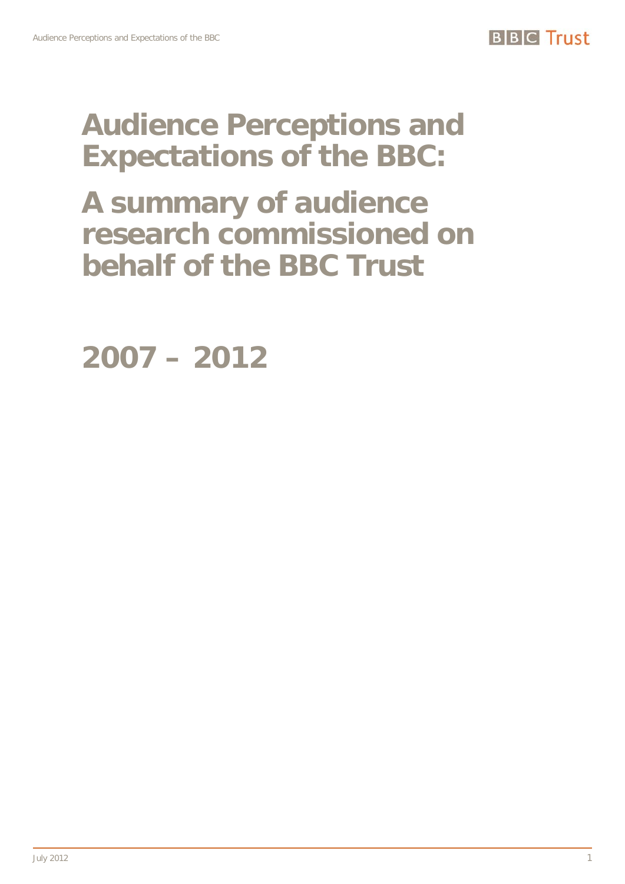# Audience Perceptions and Expectations of the BBC:

# A summary of audience research commissioned on behalf of the BBC Trust

# 2007 – 2012

July 2012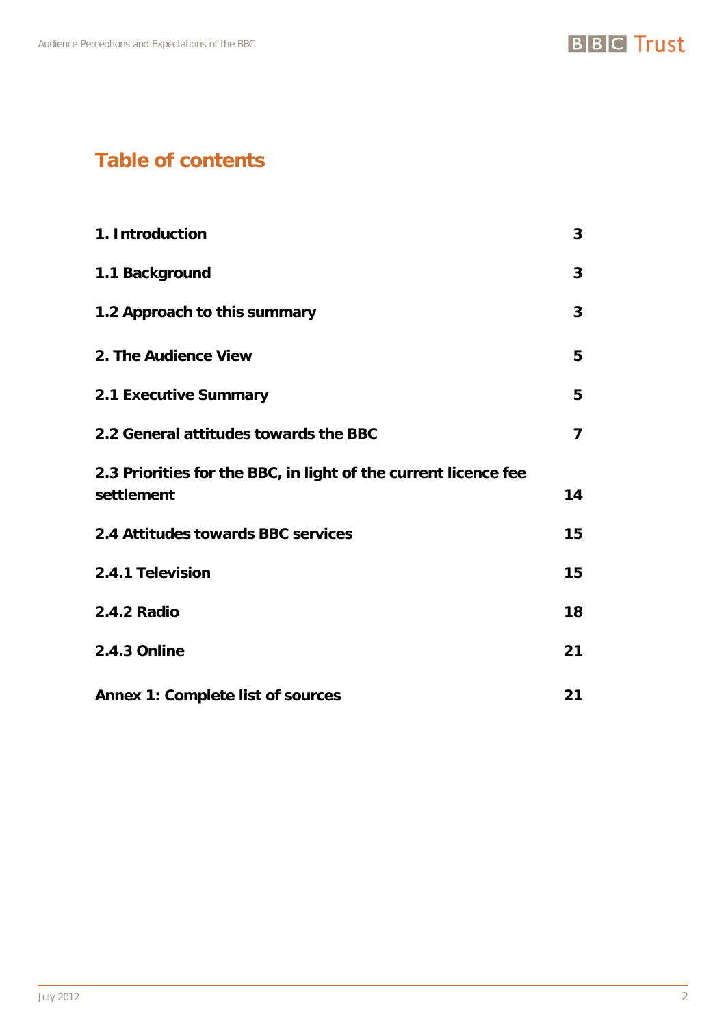# Table of contents

| | |
|---|---|
| **1. Introduction** | **3** |
| **1.1 Background** | **3** |
| **1.2 Approach to this summary** | **3** |
| **2. The Audience View** | **5** |
| **2.1 Executive Summary** | **5** |
| **2.2 General attitudes towards the BBC** | **7** |
| **2.3 Priorities for the BBC, in light of the current licence fee settlement** | **14** |
| **2.4 Attitudes towards BBC services** | **15** |
| **2.4.1 Television** | **15** |
| **2.4.2 Radio** | **18** |
| **2.4.3 Online** | **21** |
| **Annex 1: Complete list of sources** | **21** |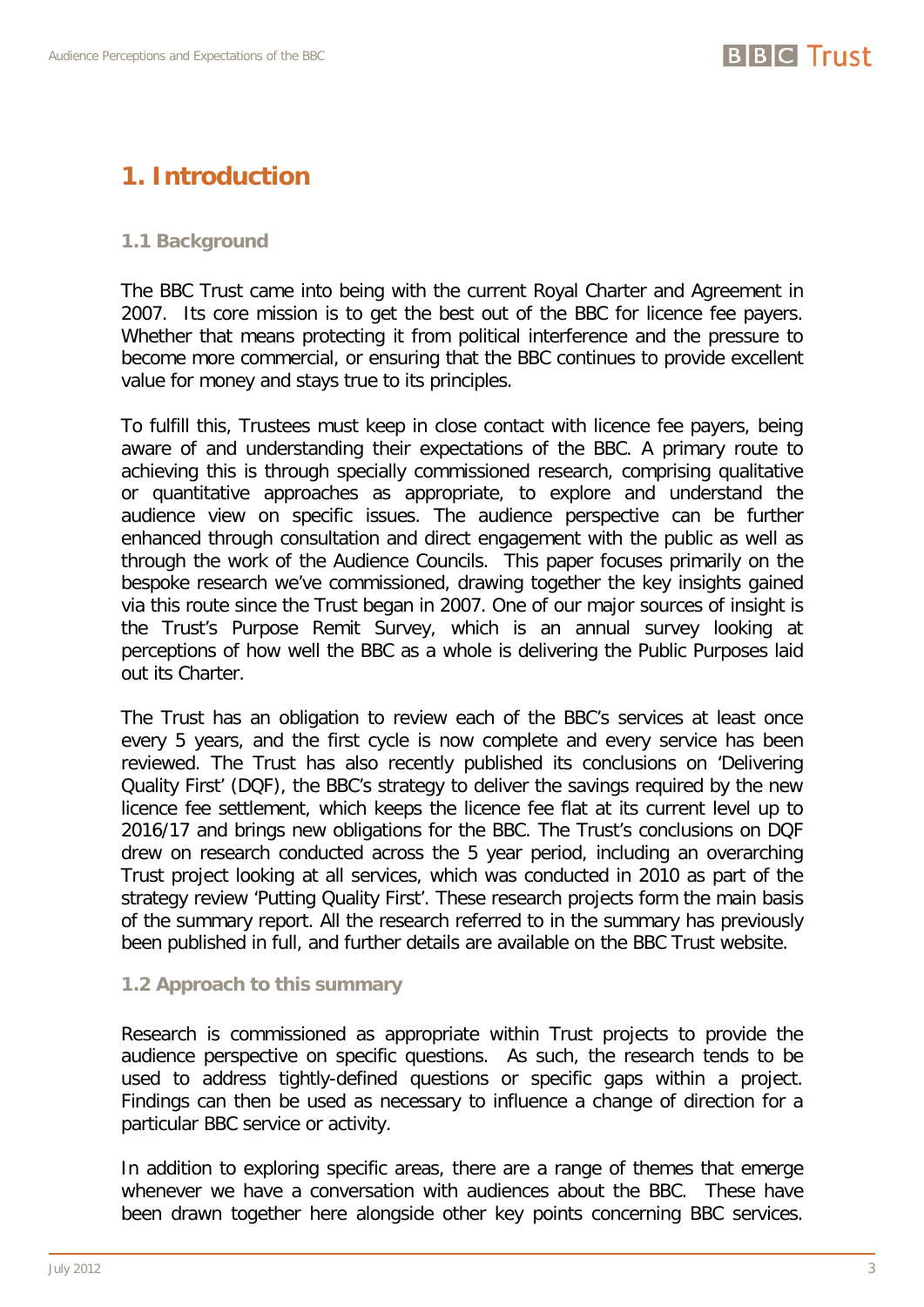# 1. Introduction

## 1.1 Background

The BBC Trust came into being with the current Royal Charter and Agreement in 2007. Its core mission is to get the best out of the BBC for licence fee payers. Whether that means protecting it from political interference and the pressure to become more commercial, or ensuring that the BBC continues to provide excellent value for money and stays true to its principles.

To fulfill this, Trustees must keep in close contact with licence fee payers, being aware of and understanding their expectations of the BBC. A primary route to achieving this is through specially commissioned research, comprising qualitative or quantitative approaches as appropriate, to explore and understand the audience view on specific issues. The audience perspective can be further enhanced through consultation and direct engagement with the public as well as through the work of the Audience Councils. This paper focuses primarily on the bespoke research we've commissioned, drawing together the key insights gained via this route since the Trust began in 2007. One of our major sources of insight is the Trust's Purpose Remit Survey, which is an annual survey looking at perceptions of how well the BBC as a whole is delivering the Public Purposes laid out its Charter.

The Trust has an obligation to review each of the BBC's services at least once every 5 years, and the first cycle is now complete and every service has been reviewed. The Trust has also recently published its conclusions on 'Delivering Quality First' (DQF), the BBC's strategy to deliver the savings required by the new licence fee settlement, which keeps the licence fee flat at its current level up to 2016/17 and brings new obligations for the BBC. The Trust's conclusions on DQF drew on research conducted across the 5 year period, including an overarching Trust project looking at all services, which was conducted in 2010 as part of the strategy review 'Putting Quality First'. These research projects form the main basis of the summary report. All the research referred to in the summary has previously been published in full, and further details are available on the BBC Trust website.

## 1.2 Approach to this summary

Research is commissioned as appropriate within Trust projects to provide the audience perspective on specific questions. As such, the research tends to be used to address tightly-defined questions or specific gaps within a project. Findings can then be used as necessary to influence a change of direction for a particular BBC service or activity.

In addition to exploring specific areas, there are a range of themes that emerge whenever we have a conversation with audiences about the BBC. These have been drawn together here alongside other key points concerning BBC services.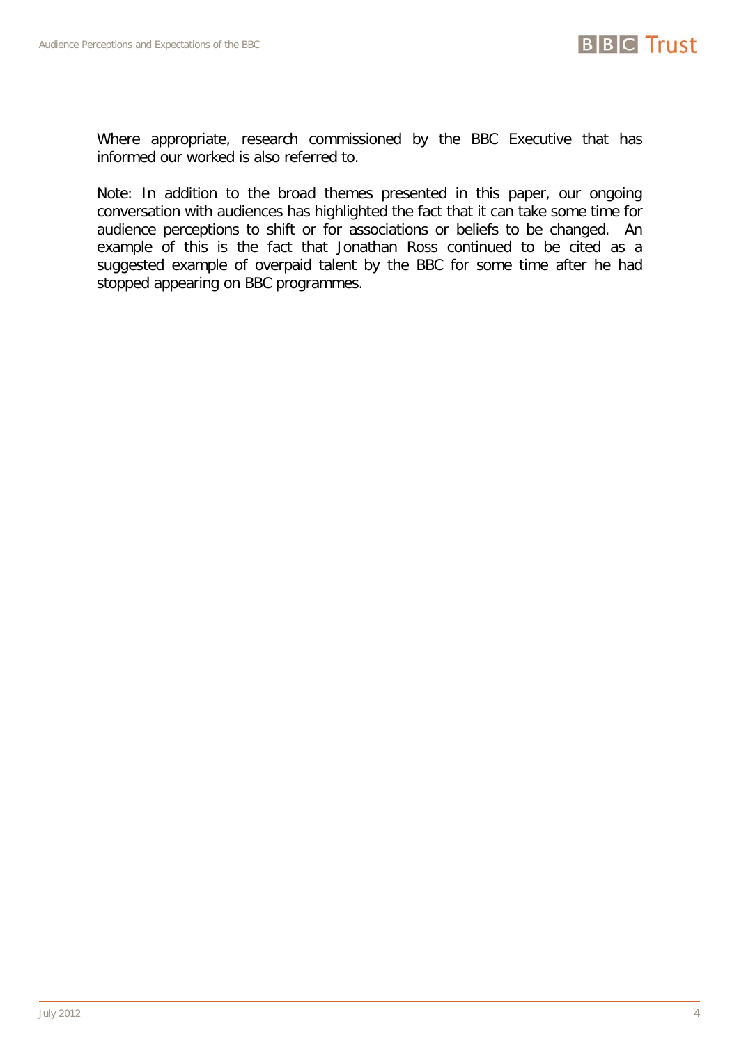Where appropriate, research commissioned by the BBC Executive that has informed our worked is also referred to.

Note: In addition to the broad themes presented in this paper, our ongoing conversation with audiences has highlighted the fact that it can take some time for audience perceptions to shift or for associations or beliefs to be changed. An example of this is the fact that Jonathan Ross continued to be cited as a suggested example of overpaid talent by the BBC for some time after he had stopped appearing on BBC programmes.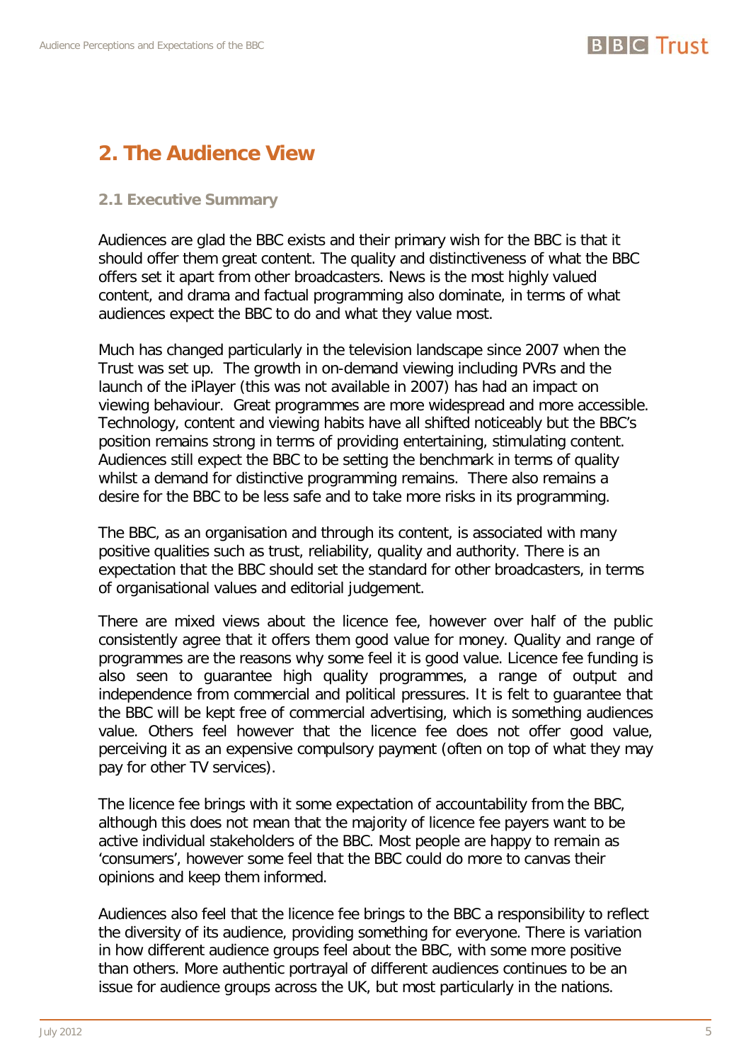## 2. The Audience View

### 2.1 Executive Summary

Audiences are glad the BBC exists and their primary wish for the BBC is that it should offer them great content. The quality and distinctiveness of what the BBC offers set it apart from other broadcasters. News is the most highly valued content, and drama and factual programming also dominate, in terms of what audiences expect the BBC to do and what they value most.

Much has changed particularly in the television landscape since 2007 when the Trust was set up. The growth in on-demand viewing including PVRs and the launch of the iPlayer (this was not available in 2007) has had an impact on viewing behaviour. Great programmes are more widespread and more accessible. Technology, content and viewing habits have all shifted noticeably but the BBC's position remains strong in terms of providing entertaining, stimulating content. Audiences still expect the BBC to be setting the benchmark in terms of quality whilst a demand for distinctive programming remains. There also remains a desire for the BBC to be less safe and to take more risks in its programming.

The BBC, as an organisation and through its content, is associated with many positive qualities such as trust, reliability, quality and authority. There is an expectation that the BBC should set the standard for other broadcasters, in terms of organisational values and editorial judgement.

There are mixed views about the licence fee, however over half of the public consistently agree that it offers them good value for money. Quality and range of programmes are the reasons why some feel it is good value. Licence fee funding is also seen to guarantee high quality programmes, a range of output and independence from commercial and political pressures. It is felt to guarantee that the BBC will be kept free of commercial advertising, which is something audiences value. Others feel however that the licence fee does not offer good value, perceiving it as an expensive compulsory payment (often on top of what they may pay for other TV services).

The licence fee brings with it some expectation of accountability from the BBC, although this does not mean that the majority of licence fee payers want to be active individual stakeholders of the BBC. Most people are happy to remain as 'consumers', however some feel that the BBC could do more to canvas their opinions and keep them informed.

Audiences also feel that the licence fee brings to the BBC a responsibility to reflect the diversity of its audience, providing something for everyone. There is variation in how different audience groups feel about the BBC, with some more positive than others. More authentic portrayal of different audiences continues to be an issue for audience groups across the UK, but most particularly in the nations.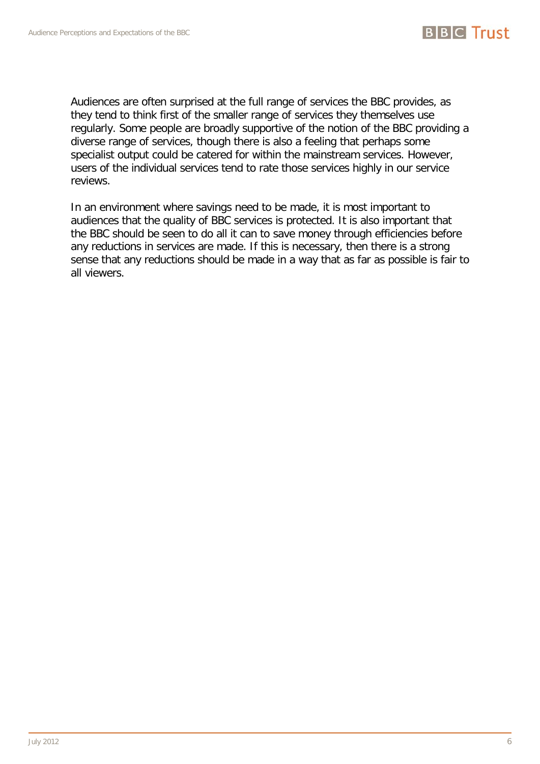Audiences are often surprised at the full range of services the BBC provides, as they tend to think first of the smaller range of services they themselves use regularly. Some people are broadly supportive of the notion of the BBC providing a diverse range of services, though there is also a feeling that perhaps some specialist output could be catered for within the mainstream services. However, users of the individual services tend to rate those services highly in our service reviews.

In an environment where savings need to be made, it is most important to audiences that the quality of BBC services is protected. It is also important that the BBC should be seen to do all it can to save money through efficiencies before any reductions in services are made. If this is necessary, then there is a strong sense that any reductions should be made in a way that as far as possible is fair to all viewers.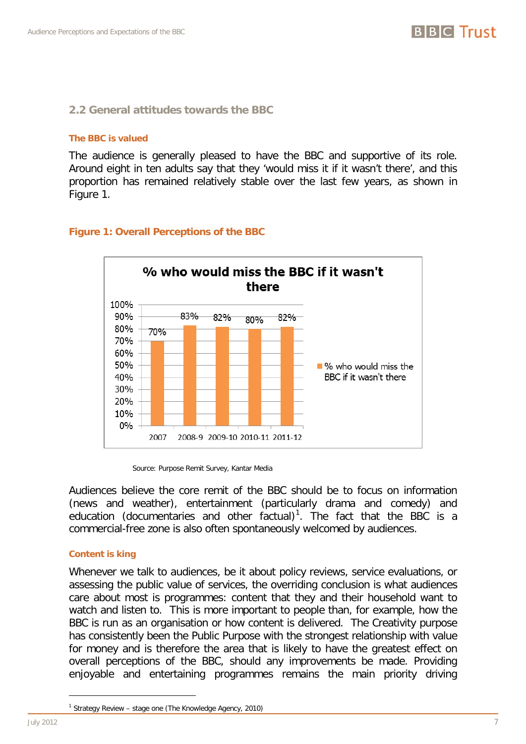## 2.2 General attitudes towards the BBC

### The BBC is valued

The audience is generally pleased to have the BBC and supportive of its role. Around eight in ten adults say that they 'would miss it if it wasn't there', and this proportion has remained relatively stable over the last few years, as shown in Figure 1.

### Figure 1: Overall Perceptions of the BBC

**% who would miss the BBC if it wasn't there**

| Year | % who would miss the BBC if it wasn't there |
|---|---|
| 2007 | 70% |
| 2008-9 | 83% |
| 2009-10 | 82% |
| 2010-11 | 80% |
| 2011-12 | 82% |

Source: Purpose Remit Survey, Kantar Media

Audiences believe the core remit of the BBC should be to focus on information (news and weather), entertainment (particularly drama and comedy) and education (documentaries and other factual)[1]. The fact that the BBC is a commercial-free zone is also often spontaneously welcomed by audiences.

### Content is king

Whenever we talk to audiences, be it about policy reviews, service evaluations, or assessing the public value of services, the overriding conclusion is what audiences care about most is programmes: content that they and their household want to watch and listen to. This is more important to people than, for example, how the BBC is run as an organisation or how content is delivered. The Creativity purpose has consistently been the Public Purpose with the strongest relationship with value for money and is therefore the area that is likely to have the greatest effect on overall perceptions of the BBC, should any improvements be made. Providing enjoyable and entertaining programmes remains the main priority driving

[1] Strategy Review – stage one (The Knowledge Agency, 2010)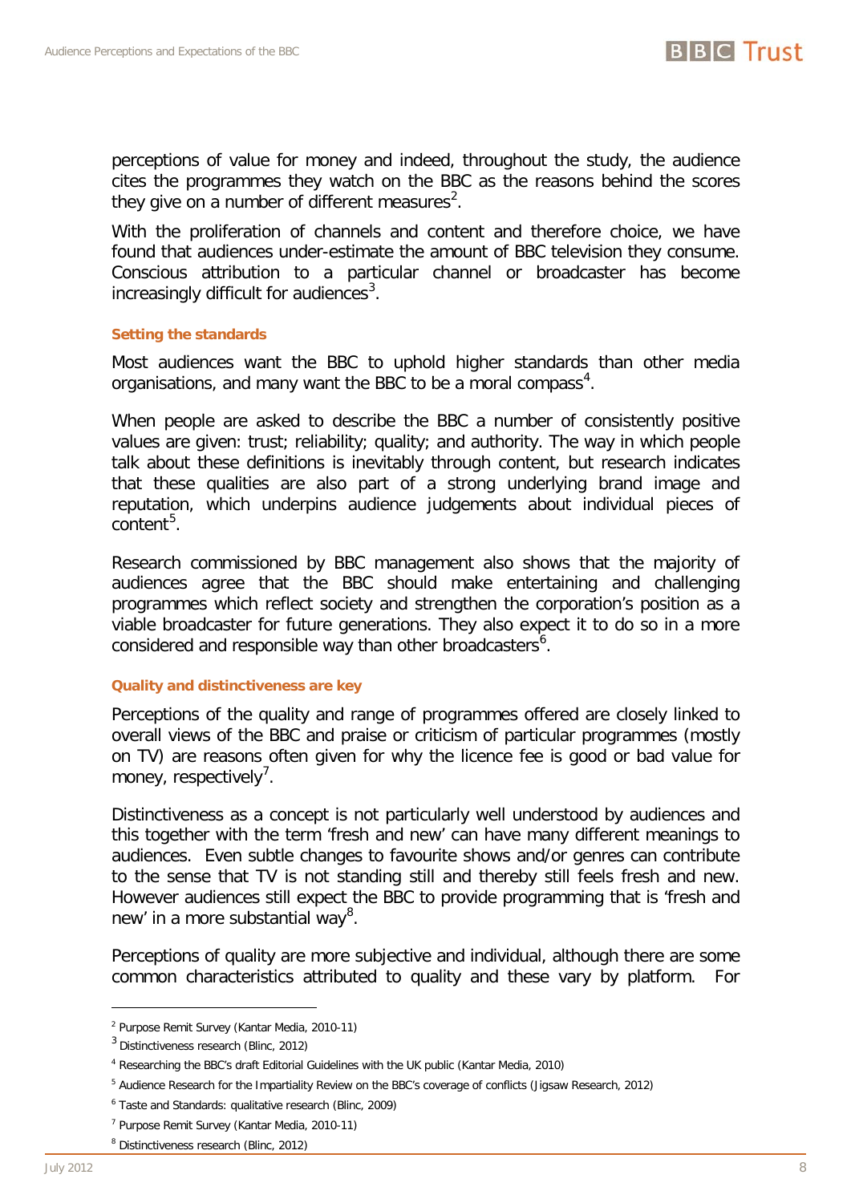perceptions of value for money and indeed, throughout the study, the audience cites the programmes they watch on the BBC as the reasons behind the scores they give on a number of different measures[2].

With the proliferation of channels and content and therefore choice, we have found that audiences under-estimate the amount of BBC television they consume. Conscious attribution to a particular channel or broadcaster has become increasingly difficult for audiences[3].

### Setting the standards

Most audiences want the BBC to uphold higher standards than other media organisations, and many want the BBC to be a moral compass[4].

When people are asked to describe the BBC a number of consistently positive values are given: trust; reliability; quality; and authority. The way in which people talk about these definitions is inevitably through content, but research indicates that these qualities are also part of a strong underlying brand image and reputation, which underpins audience judgements about individual pieces of content[5].

Research commissioned by BBC management also shows that the majority of audiences agree that the BBC should make entertaining and challenging programmes which reflect society and strengthen the corporation's position as a viable broadcaster for future generations. They also expect it to do so in a more considered and responsible way than other broadcasters[6].

### Quality and distinctiveness are key

Perceptions of the quality and range of programmes offered are closely linked to overall views of the BBC and praise or criticism of particular programmes (mostly on TV) are reasons often given for why the licence fee is good or bad value for money, respectively[7].

Distinctiveness as a concept is not particularly well understood by audiences and this together with the term 'fresh and new' can have many different meanings to audiences. Even subtle changes to favourite shows and/or genres can contribute to the sense that TV is not standing still and thereby still feels fresh and new. However audiences still expect the BBC to provide programming that is 'fresh and new' in a more substantial way[8].

Perceptions of quality are more subjective and individual, although there are some common characteristics attributed to quality and these vary by platform. For

---

[2] Purpose Remit Survey (Kantar Media, 2010-11)

[3] Distinctiveness research (Blinc, 2012)

[4] Researching the BBC's draft Editorial Guidelines with the UK public (Kantar Media, 2010)

[5] Audience Research for the Impartiality Review on the BBC's coverage of conflicts (Jigsaw Research, 2012)

[6] Taste and Standards: qualitative research (Blinc, 2009)

[7] Purpose Remit Survey (Kantar Media, 2010-11)

[8] Distinctiveness research (Blinc, 2012)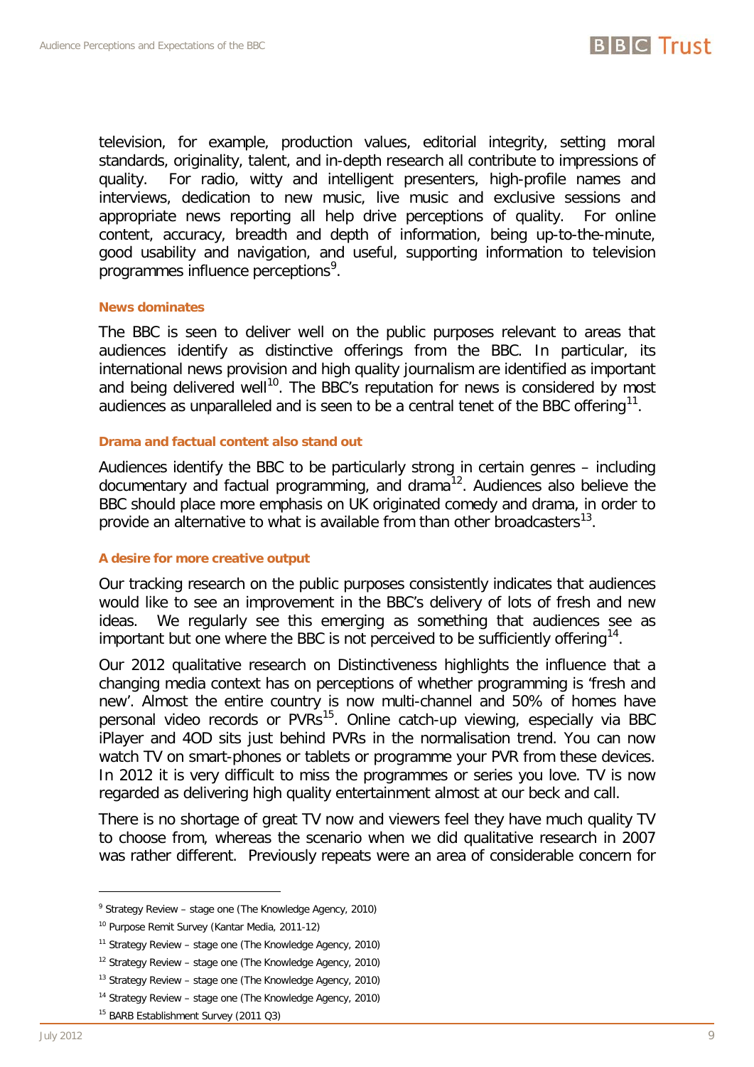television, for example, production values, editorial integrity, setting moral standards, originality, talent, and in-depth research all contribute to impressions of quality. For radio, witty and intelligent presenters, high-profile names and interviews, dedication to new music, live music and exclusive sessions and appropriate news reporting all help drive perceptions of quality. For online content, accuracy, breadth and depth of information, being up-to-the-minute, good usability and navigation, and useful, supporting information to television programmes influence perceptions[9].

#### News dominates

The BBC is seen to deliver well on the public purposes relevant to areas that audiences identify as distinctive offerings from the BBC. In particular, its international news provision and high quality journalism are identified as important and being delivered well[10]. The BBC's reputation for news is considered by most audiences as unparalleled and is seen to be a central tenet of the BBC offering[11].

#### Drama and factual content also stand out

Audiences identify the BBC to be particularly strong in certain genres – including documentary and factual programming, and drama[12]. Audiences also believe the BBC should place more emphasis on UK originated comedy and drama, in order to provide an alternative to what is available from than other broadcasters[13].

#### A desire for more creative output

Our tracking research on the public purposes consistently indicates that audiences would like to see an improvement in the BBC's delivery of lots of fresh and new ideas. We regularly see this emerging as something that audiences see as important but one where the BBC is not perceived to be sufficiently offering[14].

Our 2012 qualitative research on Distinctiveness highlights the influence that a changing media context has on perceptions of whether programming is 'fresh and new'. Almost the entire country is now multi-channel and 50% of homes have personal video records or PVRs[15]. Online catch-up viewing, especially via BBC iPlayer and 4OD sits just behind PVRs in the normalisation trend. You can now watch TV on smart-phones or tablets or programme your PVR from these devices. In 2012 it is very difficult to miss the programmes or series you love. TV is now regarded as delivering high quality entertainment almost at our beck and call.

There is no shortage of great TV now and viewers feel they have much quality TV to choose from, whereas the scenario when we did qualitative research in 2007 was rather different. Previously repeats were an area of considerable concern for

---

[9] Strategy Review – stage one (The Knowledge Agency, 2010)

[10] Purpose Remit Survey (Kantar Media, 2011-12)

[11] Strategy Review – stage one (The Knowledge Agency, 2010)

[12] Strategy Review – stage one (The Knowledge Agency, 2010)

[13] Strategy Review – stage one (The Knowledge Agency, 2010)

[14] Strategy Review – stage one (The Knowledge Agency, 2010)

[15] BARB Establishment Survey (2011 Q3)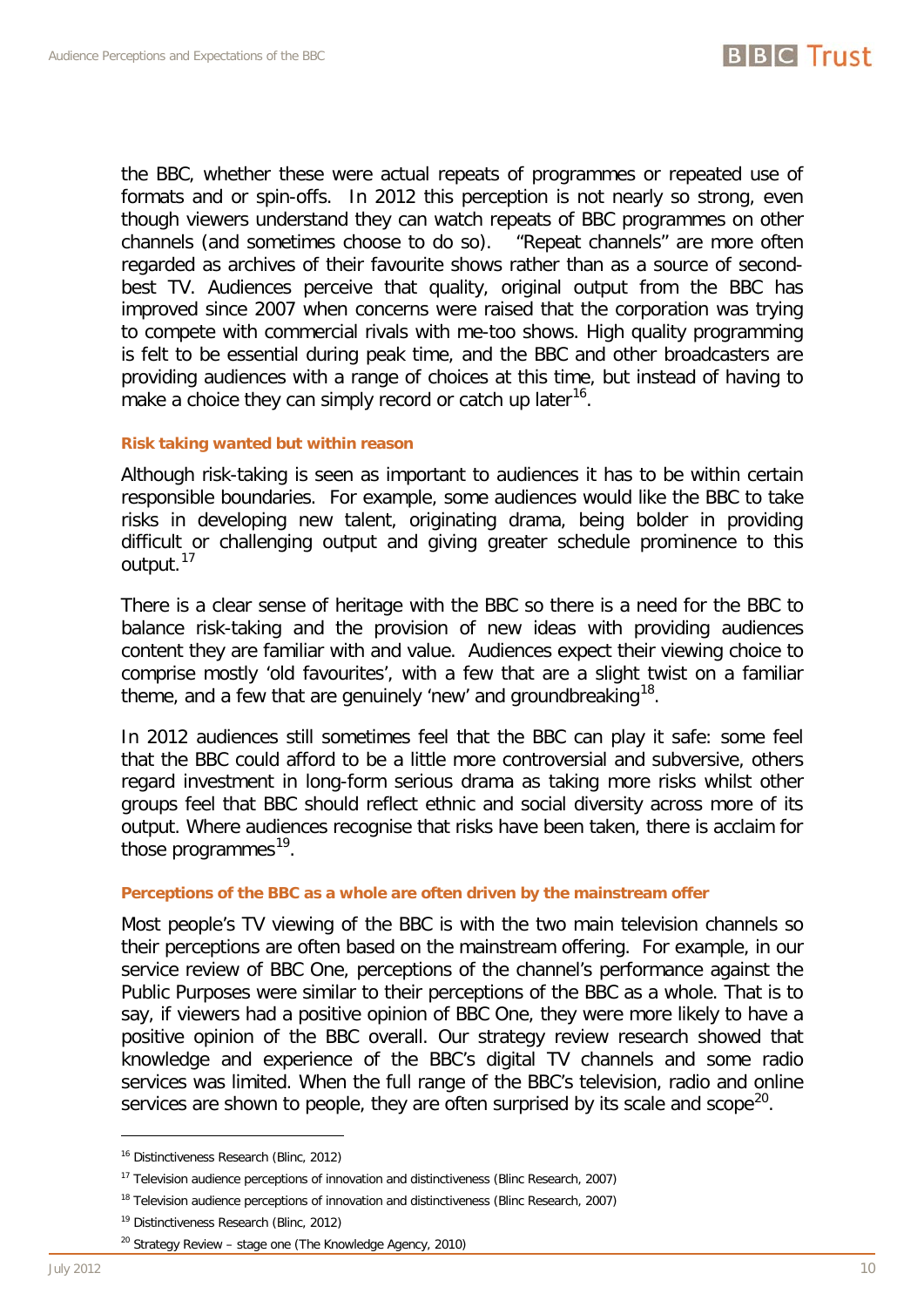the BBC, whether these were actual repeats of programmes or repeated use of formats and or spin-offs. In 2012 this perception is not nearly so strong, even though viewers understand they can watch repeats of BBC programmes on other channels (and sometimes choose to do so). "Repeat channels" are more often regarded as archives of their favourite shows rather than as a source of second-best TV. Audiences perceive that quality, original output from the BBC has improved since 2007 when concerns were raised that the corporation was trying to compete with commercial rivals with me-too shows. High quality programming is felt to be essential during peak time, and the BBC and other broadcasters are providing audiences with a range of choices at this time, but instead of having to make a choice they can simply record or catch up later[16].

#### Risk taking wanted but within reason

Although risk-taking is seen as important to audiences it has to be within certain responsible boundaries. For example, some audiences would like the BBC to take risks in developing new talent, originating drama, being bolder in providing difficult or challenging output and giving greater schedule prominence to this output.[17]

There is a clear sense of heritage with the BBC so there is a need for the BBC to balance risk-taking and the provision of new ideas with providing audiences content they are familiar with and value. Audiences expect their viewing choice to comprise mostly 'old favourites', with a few that are a slight twist on a familiar theme, and a few that are genuinely 'new' and groundbreaking[18].

In 2012 audiences still sometimes feel that the BBC can play it safe: some feel that the BBC could afford to be a little more controversial and subversive, others regard investment in long-form serious drama as taking more risks whilst other groups feel that BBC should reflect ethnic and social diversity across more of its output. Where audiences recognise that risks have been taken, there is acclaim for those programmes[19].

#### Perceptions of the BBC as a whole are often driven by the mainstream offer

Most people's TV viewing of the BBC is with the two main television channels so their perceptions are often based on the mainstream offering. For example, in our service review of BBC One, perceptions of the channel's performance against the Public Purposes were similar to their perceptions of the BBC as a whole. That is to say, if viewers had a positive opinion of BBC One, they were more likely to have a positive opinion of the BBC overall. Our strategy review research showed that knowledge and experience of the BBC's digital TV channels and some radio services was limited. When the full range of the BBC's television, radio and online services are shown to people, they are often surprised by its scale and scope[20].

---

[16] Distinctiveness Research (Blinc, 2012)

[17] Television audience perceptions of innovation and distinctiveness (Blinc Research, 2007)

[18] Television audience perceptions of innovation and distinctiveness (Blinc Research, 2007)

[19] Distinctiveness Research (Blinc, 2012)

[20] Strategy Review – stage one (The Knowledge Agency, 2010)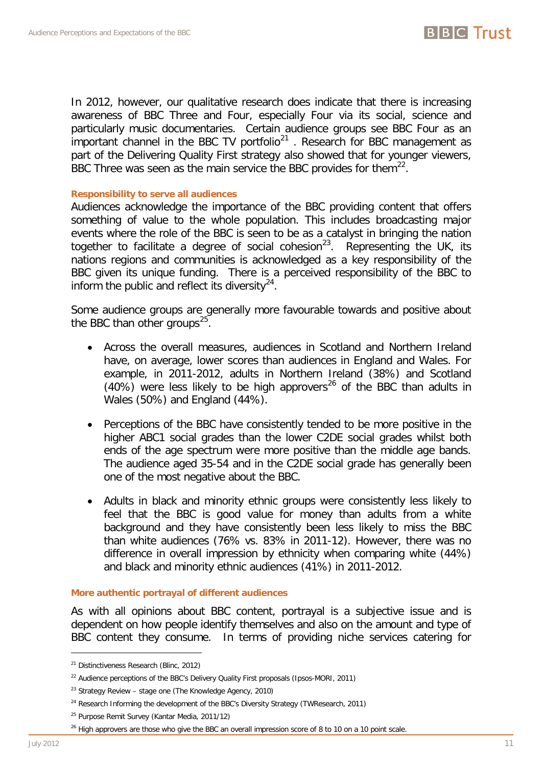In 2012, however, our qualitative research does indicate that there is increasing awareness of BBC Three and Four, especially Four via its social, science and particularly music documentaries. Certain audience groups see BBC Four as an important channel in the BBC TV portfolio[21] . Research for BBC management as part of the Delivering Quality First strategy also showed that for younger viewers, BBC Three was seen as the main service the BBC provides for them[22].

### Responsibility to serve all audiences

Audiences acknowledge the importance of the BBC providing content that offers something of value to the whole population. This includes broadcasting major events where the role of the BBC is seen to be as a catalyst in bringing the nation together to facilitate a degree of social cohesion[23]. Representing the UK, its nations regions and communities is acknowledged as a key responsibility of the BBC given its unique funding. There is a perceived responsibility of the BBC to inform the public and reflect its diversity[24].

Some audience groups are generally more favourable towards and positive about the BBC than other groups[25].

- Across the overall measures, audiences in Scotland and Northern Ireland have, on average, lower scores than audiences in England and Wales. For example, in 2011-2012, adults in Northern Ireland (38%) and Scotland (40%) were less likely to be high approvers[26] of the BBC than adults in Wales (50%) and England (44%).
- Perceptions of the BBC have consistently tended to be more positive in the higher ABC1 social grades than the lower C2DE social grades whilst both ends of the age spectrum were more positive than the middle age bands. The audience aged 35-54 and in the C2DE social grade has generally been one of the most negative about the BBC.
- Adults in black and minority ethnic groups were consistently less likely to feel that the BBC is good value for money than adults from a white background and they have consistently been less likely to miss the BBC than white audiences (76% vs. 83% in 2011-12). However, there was no difference in overall impression by ethnicity when comparing white (44%) and black and minority ethnic audiences (41%) in 2011-2012.

### More authentic portrayal of different audiences

As with all opinions about BBC content, portrayal is a subjective issue and is dependent on how people identify themselves and also on the amount and type of BBC content they consume. In terms of providing niche services catering for

---

[21] Distinctiveness Research (Blinc, 2012)

[22] Audience perceptions of the BBC's Delivery Quality First proposals (Ipsos-MORI, 2011)

[23] Strategy Review – stage one (The Knowledge Agency, 2010)

[24] Research Informing the development of the BBC's Diversity Strategy (TWResearch, 2011)

[25] Purpose Remit Survey (Kantar Media, 2011/12)

[26] High approvers are those who give the BBC an overall impression score of 8 to 10 on a 10 point scale.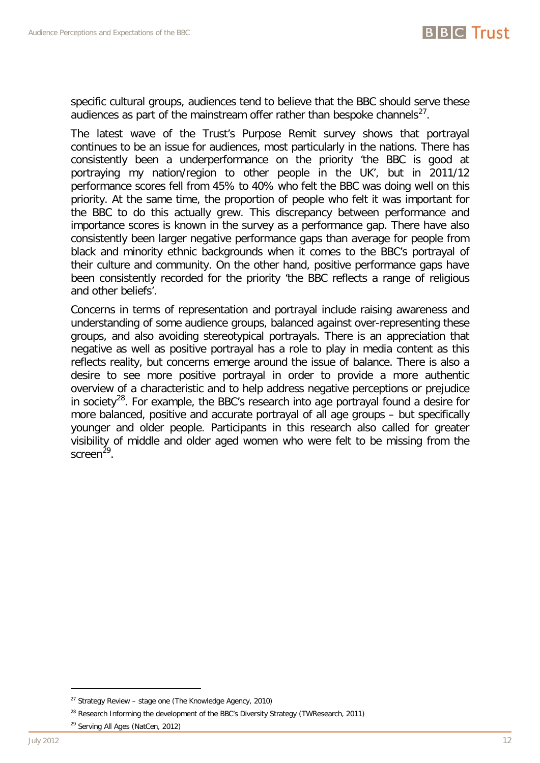specific cultural groups, audiences tend to believe that the BBC should serve these audiences as part of the mainstream offer rather than bespoke channels[27].

The latest wave of the Trust's Purpose Remit survey shows that portrayal continues to be an issue for audiences, most particularly in the nations. There has consistently been a underperformance on the priority 'the BBC is good at portraying my nation/region to other people in the UK', but in 2011/12 performance scores fell from 45% to 40% who felt the BBC was doing well on this priority. At the same time, the proportion of people who felt it was important for the BBC to do this actually grew. This discrepancy between performance and importance scores is known in the survey as a performance gap. There have also consistently been larger negative performance gaps than average for people from black and minority ethnic backgrounds when it comes to the BBC's portrayal of their culture and community. On the other hand, positive performance gaps have been consistently recorded for the priority 'the BBC reflects a range of religious and other beliefs'.

Concerns in terms of representation and portrayal include raising awareness and understanding of some audience groups, balanced against over-representing these groups, and also avoiding stereotypical portrayals. There is an appreciation that negative as well as positive portrayal has a role to play in media content as this reflects reality, but concerns emerge around the issue of balance. There is also a desire to see more positive portrayal in order to provide a more authentic overview of a characteristic and to help address negative perceptions or prejudice in society[28]. For example, the BBC's research into age portrayal found a desire for more balanced, positive and accurate portrayal of all age groups – but specifically younger and older people. Participants in this research also called for greater visibility of middle and older aged women who were felt to be missing from the screen[29].

---

[27] Strategy Review – stage one (The Knowledge Agency, 2010)

[28] Research Informing the development of the BBC's Diversity Strategy (TWResearch, 2011)

[29] Serving All Ages (NatCen, 2012)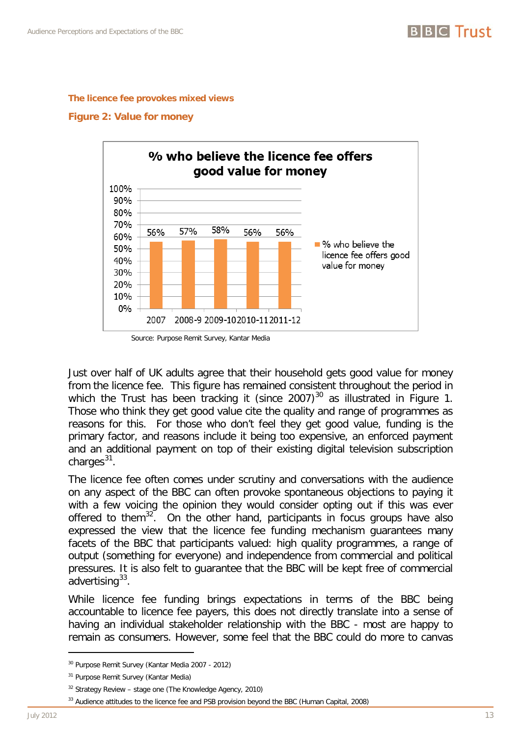#### The licence fee provokes mixed views

#### Figure 2: Value for money

**% who believe the licence fee offers good value for money**

| | 2007 | 2008-9 | 2009-10 | 2010-11 | 2011-12 |
|---|---|---|---|---|---|
| % who believe the licence fee offers good value for money | 56% | 57% | 58% | 56% | 56% |

Source: Purpose Remit Survey, Kantar Media

Just over half of UK adults agree that their household gets good value for money from the licence fee. This figure has remained consistent throughout the period in which the Trust has been tracking it (since 2007)[30] as illustrated in Figure 1. Those who think they get good value cite the quality and range of programmes as reasons for this. For those who don't feel they get good value, funding is the primary factor, and reasons include it being too expensive, an enforced payment and an additional payment on top of their existing digital television subscription charges[31].

The licence fee often comes under scrutiny and conversations with the audience on any aspect of the BBC can often provoke spontaneous objections to paying it with a few voicing the opinion they would consider opting out if this was ever offered to them[32]. On the other hand, participants in focus groups have also expressed the view that the licence fee funding mechanism guarantees many facets of the BBC that participants valued: high quality programmes, a range of output (something for everyone) and independence from commercial and political pressures. It is also felt to guarantee that the BBC will be kept free of commercial advertising[33].

While licence fee funding brings expectations in terms of the BBC being accountable to licence fee payers, this does not directly translate into a sense of having an individual stakeholder relationship with the BBC - most are happy to remain as consumers. However, some feel that the BBC could do more to canvas

[30] Purpose Remit Survey (Kantar Media 2007 - 2012)

[31] Purpose Remit Survey (Kantar Media)

[32] Strategy Review – stage one (The Knowledge Agency, 2010)

[33] Audience attitudes to the licence fee and PSB provision beyond the BBC (Human Capital, 2008)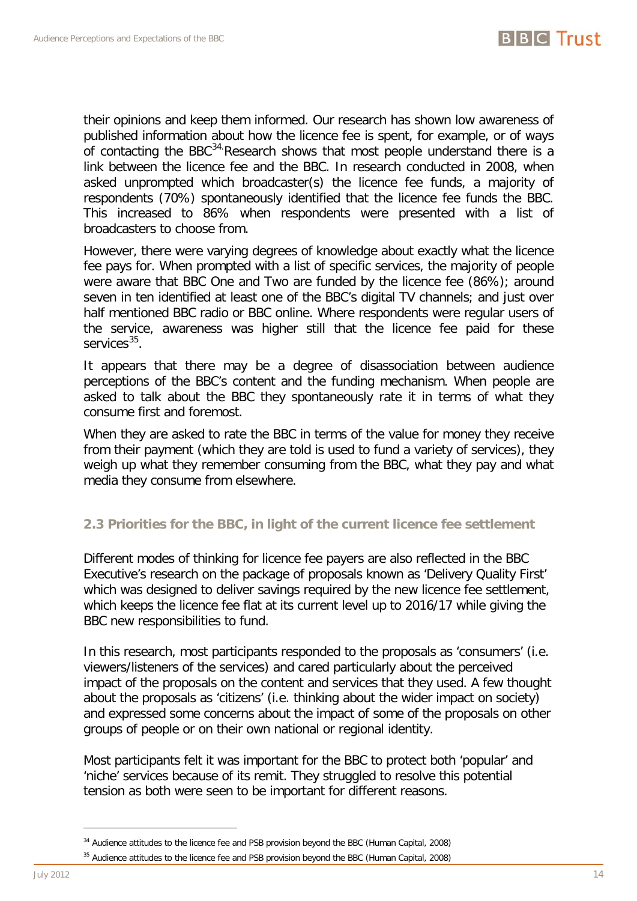their opinions and keep them informed. Our research has shown low awareness of published information about how the licence fee is spent, for example, or of ways of contacting the BBC[34]. Research shows that most people understand there is a link between the licence fee and the BBC. In research conducted in 2008, when asked unprompted which broadcaster(s) the licence fee funds, a majority of respondents (70%) spontaneously identified that the licence fee funds the BBC. This increased to 86% when respondents were presented with a list of broadcasters to choose from.

However, there were varying degrees of knowledge about exactly what the licence fee pays for. When prompted with a list of specific services, the majority of people were aware that BBC One and Two are funded by the licence fee (86%); around seven in ten identified at least one of the BBC's digital TV channels; and just over half mentioned BBC radio or BBC online. Where respondents were regular users of the service, awareness was higher still that the licence fee paid for these services[35].

It appears that there may be a degree of disassociation between audience perceptions of the BBC's content and the funding mechanism. When people are asked to talk about the BBC they spontaneously rate it in terms of what they consume first and foremost.

When they are asked to rate the BBC in terms of the value for money they receive from their payment (which they are told is used to fund a variety of services), they weigh up what they remember consuming from the BBC, what they pay and what media they consume from elsewhere.

### 2.3 Priorities for the BBC, in light of the current licence fee settlement

Different modes of thinking for licence fee payers are also reflected in the BBC Executive's research on the package of proposals known as 'Delivery Quality First' which was designed to deliver savings required by the new licence fee settlement, which keeps the licence fee flat at its current level up to 2016/17 while giving the BBC new responsibilities to fund.

In this research, most participants responded to the proposals as 'consumers' (i.e. viewers/listeners of the services) and cared particularly about the perceived impact of the proposals on the content and services that they used. A few thought about the proposals as 'citizens' (i.e. thinking about the wider impact on society) and expressed some concerns about the impact of some of the proposals on other groups of people or on their own national or regional identity.

Most participants felt it was important for the BBC to protect both 'popular' and 'niche' services because of its remit. They struggled to resolve this potential tension as both were seen to be important for different reasons.

---

[34] Audience attitudes to the licence fee and PSB provision beyond the BBC (Human Capital, 2008)

[35] Audience attitudes to the licence fee and PSB provision beyond the BBC (Human Capital, 2008)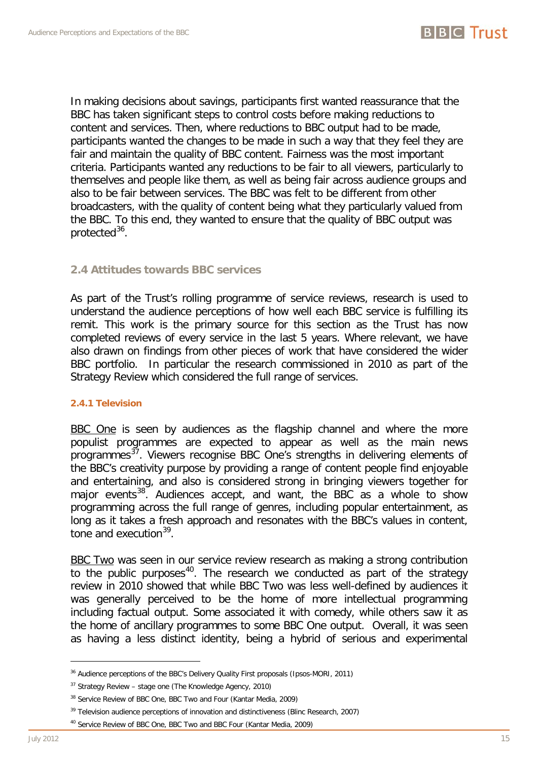In making decisions about savings, participants first wanted reassurance that the BBC has taken significant steps to control costs before making reductions to content and services. Then, where reductions to BBC output had to be made, participants wanted the changes to be made in such a way that they feel they are fair and maintain the quality of BBC content. Fairness was the most important criteria. Participants wanted any reductions to be fair to all viewers, particularly to themselves and people like them, as well as being fair across audience groups and also to be fair between services. The BBC was felt to be different from other broadcasters, with the quality of content being what they particularly valued from the BBC. To this end, they wanted to ensure that the quality of BBC output was protected[36].

### 2.4 Attitudes towards BBC services

As part of the Trust's rolling programme of service reviews, research is used to understand the audience perceptions of how well each BBC service is fulfilling its remit. This work is the primary source for this section as the Trust has now completed reviews of every service in the last 5 years. Where relevant, we have also drawn on findings from other pieces of work that have considered the wider BBC portfolio. In particular the research commissioned in 2010 as part of the Strategy Review which considered the full range of services.

#### 2.4.1 Television

BBC One is seen by audiences as the flagship channel and where the more populist programmes are expected to appear as well as the main news programmes[37]. Viewers recognise BBC One's strengths in delivering elements of the BBC's creativity purpose by providing a range of content people find enjoyable and entertaining, and also is considered strong in bringing viewers together for major events[38]. Audiences accept, and want, the BBC as a whole to show programming across the full range of genres, including popular entertainment, as long as it takes a fresh approach and resonates with the BBC's values in content, tone and execution[39].

BBC Two was seen in our service review research as making a strong contribution to the public purposes[40]. The research we conducted as part of the strategy review in 2010 showed that while BBC Two was less well-defined by audiences it was generally perceived to be the home of more intellectual programming including factual output. Some associated it with comedy, while others saw it as the home of ancillary programmes to some BBC One output. Overall, it was seen as having a less distinct identity, being a hybrid of serious and experimental

---

[36] Audience perceptions of the BBC's Delivery Quality First proposals (Ipsos-MORI, 2011)

[37] Strategy Review – stage one (The Knowledge Agency, 2010)

[38] Service Review of BBC One, BBC Two and Four (Kantar Media, 2009)

[39] Television audience perceptions of innovation and distinctiveness (Blinc Research, 2007)

[40] Service Review of BBC One, BBC Two and BBC Four (Kantar Media, 2009)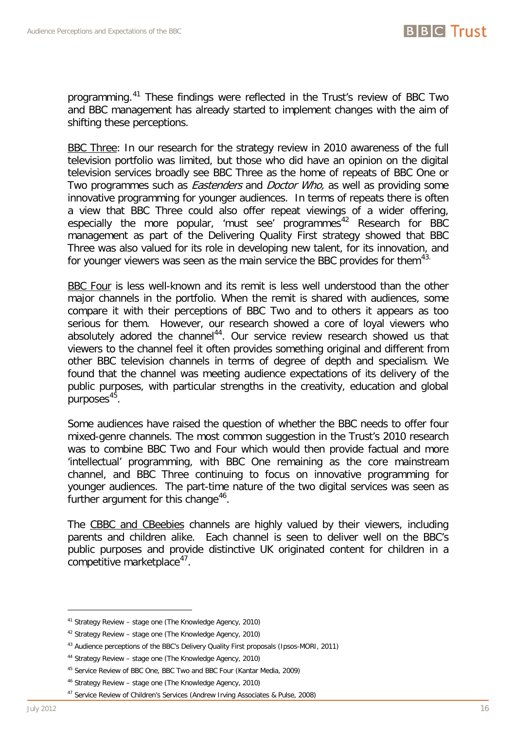programming.[41] These findings were reflected in the Trust's review of BBC Two and BBC management has already started to implement changes with the aim of shifting these perceptions.

BBC Three: In our research for the strategy review in 2010 awareness of the full television portfolio was limited, but those who did have an opinion on the digital television services broadly see BBC Three as the home of repeats of BBC One or Two programmes such as *Eastenders* and *Doctor Who,* as well as providing some innovative programming for younger audiences. In terms of repeats there is often a view that BBC Three could also offer repeat viewings of a wider offering, especially the more popular, 'must see' programmes[42] Research for BBC management as part of the Delivering Quality First strategy showed that BBC Three was also valued for its role in developing new talent, for its innovation, and for younger viewers was seen as the main service the BBC provides for them[43].

BBC Four is less well-known and its remit is less well understood than the other major channels in the portfolio. When the remit is shared with audiences, some compare it with their perceptions of BBC Two and to others it appears as too serious for them. However, our research showed a core of loyal viewers who absolutely adored the channel[44]. Our service review research showed us that viewers to the channel feel it often provides something original and different from other BBC television channels in terms of degree of depth and specialism. We found that the channel was meeting audience expectations of its delivery of the public purposes, with particular strengths in the creativity, education and global purposes[45].

Some audiences have raised the question of whether the BBC needs to offer four mixed-genre channels. The most common suggestion in the Trust's 2010 research was to combine BBC Two and Four which would then provide factual and more 'intellectual' programming, with BBC One remaining as the core mainstream channel, and BBC Three continuing to focus on innovative programming for younger audiences. The part-time nature of the two digital services was seen as further argument for this change[46].

The CBBC and CBeebies channels are highly valued by their viewers, including parents and children alike. Each channel is seen to deliver well on the BBC's public purposes and provide distinctive UK originated content for children in a competitive marketplace[47].

---

[41] Strategy Review – stage one (The Knowledge Agency, 2010)

[42] Strategy Review – stage one (The Knowledge Agency, 2010)

[43] Audience perceptions of the BBC's Delivery Quality First proposals (Ipsos-MORI, 2011)

[44] Strategy Review – stage one (The Knowledge Agency, 2010)

[45] Service Review of BBC One, BBC Two and BBC Four (Kantar Media, 2009)

[46] Strategy Review – stage one (The Knowledge Agency, 2010)

[47] Service Review of Children's Services (Andrew Irving Associates & Pulse, 2008)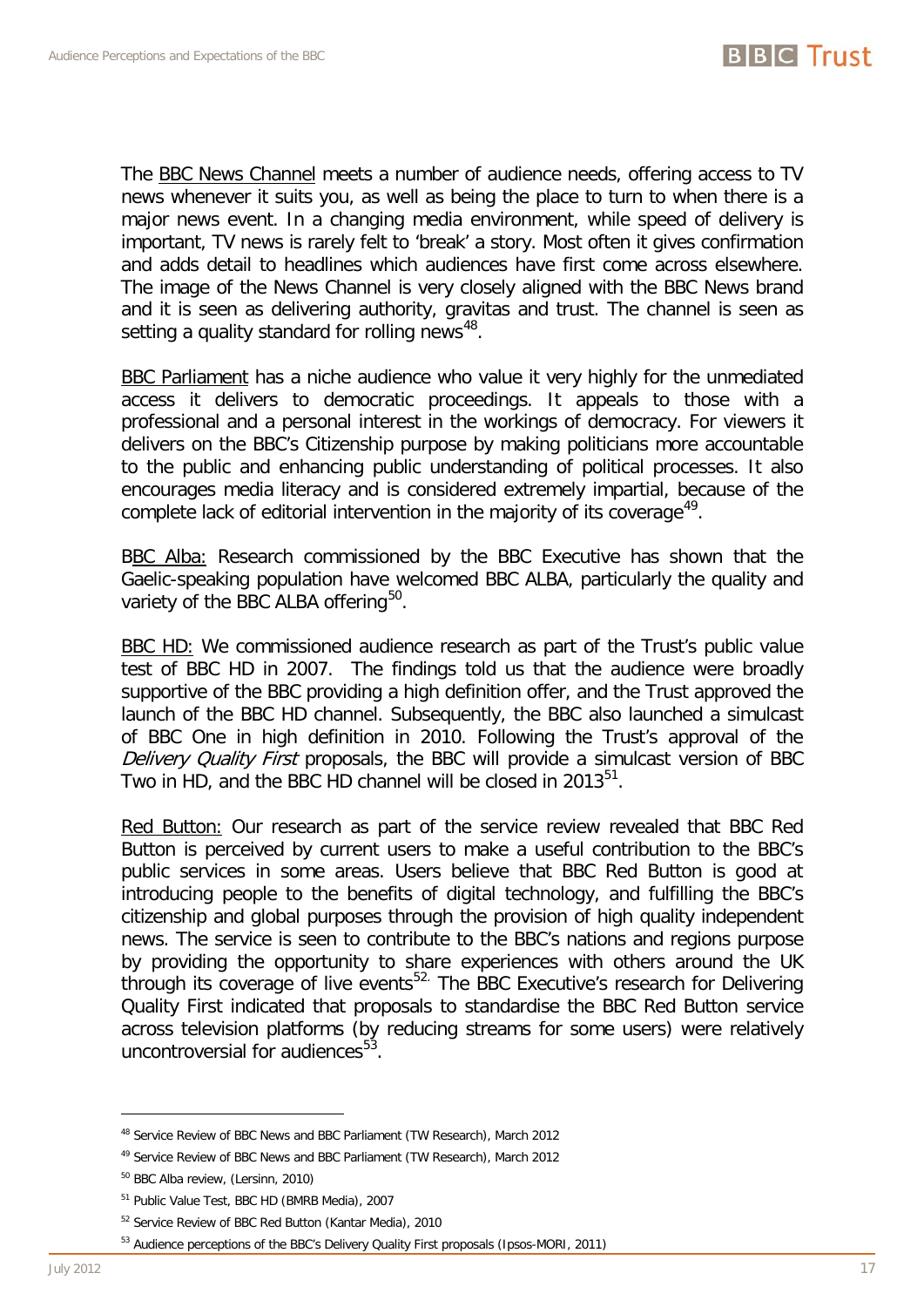The BBC News Channel meets a number of audience needs, offering access to TV news whenever it suits you, as well as being the place to turn to when there is a major news event. In a changing media environment, while speed of delivery is important, TV news is rarely felt to 'break' a story. Most often it gives confirmation and adds detail to headlines which audiences have first come across elsewhere. The image of the News Channel is very closely aligned with the BBC News brand and it is seen as delivering authority, gravitas and trust. The channel is seen as setting a quality standard for rolling news[48].

BBC Parliament has a niche audience who value it very highly for the unmediated access it delivers to democratic proceedings. It appeals to those with a professional and a personal interest in the workings of democracy. For viewers it delivers on the BBC's Citizenship purpose by making politicians more accountable to the public and enhancing public understanding of political processes. It also encourages media literacy and is considered extremely impartial, because of the complete lack of editorial intervention in the majority of its coverage[49].

BBC Alba: Research commissioned by the BBC Executive has shown that the Gaelic-speaking population have welcomed BBC ALBA, particularly the quality and variety of the BBC ALBA offering[50].

BBC HD: We commissioned audience research as part of the Trust's public value test of BBC HD in 2007. The findings told us that the audience were broadly supportive of the BBC providing a high definition offer, and the Trust approved the launch of the BBC HD channel. Subsequently, the BBC also launched a simulcast of BBC One in high definition in 2010. Following the Trust's approval of the *Delivery Quality First* proposals, the BBC will provide a simulcast version of BBC Two in HD, and the BBC HD channel will be closed in 2013[51].

Red Button: Our research as part of the service review revealed that BBC Red Button is perceived by current users to make a useful contribution to the BBC's public services in some areas. Users believe that BBC Red Button is good at introducing people to the benefits of digital technology, and fulfilling the BBC's citizenship and global purposes through the provision of high quality independent news. The service is seen to contribute to the BBC's nations and regions purpose by providing the opportunity to share experiences with others around the UK through its coverage of live events[52]. The BBC Executive's research for Delivering Quality First indicated that proposals to standardise the BBC Red Button service across television platforms (by reducing streams for some users) were relatively uncontroversial for audiences[53].

---

[48] Service Review of BBC News and BBC Parliament (TW Research), March 2012

[49] Service Review of BBC News and BBC Parliament (TW Research), March 2012

[50] BBC Alba review, (Lersinn, 2010)

[51] Public Value Test, BBC HD (BMRB Media), 2007

[52] Service Review of BBC Red Button (Kantar Media), 2010

[53] Audience perceptions of the BBC's Delivery Quality First proposals (Ipsos-MORI, 2011)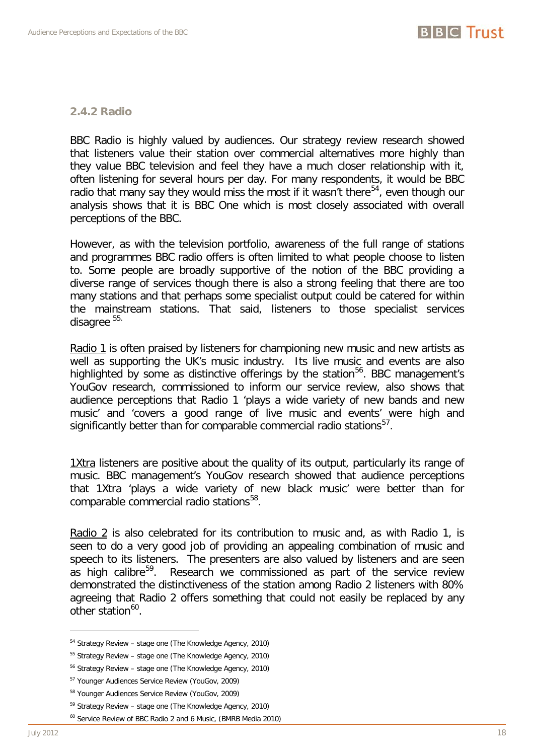### 2.4.2 Radio

BBC Radio is highly valued by audiences. Our strategy review research showed that listeners value their station over commercial alternatives more highly than they value BBC television and feel they have a much closer relationship with it, often listening for several hours per day. For many respondents, it would be BBC radio that many say they would miss the most if it wasn't there[54], even though our analysis shows that it is BBC One which is most closely associated with overall perceptions of the BBC.

However, as with the television portfolio, awareness of the full range of stations and programmes BBC radio offers is often limited to what people choose to listen to. Some people are broadly supportive of the notion of the BBC providing a diverse range of services though there is also a strong feeling that there are too many stations and that perhaps some specialist output could be catered for within the mainstream stations. That said, listeners to those specialist services disagree [55].

Radio 1 is often praised by listeners for championing new music and new artists as well as supporting the UK's music industry. Its live music and events are also highlighted by some as distinctive offerings by the station[56]. BBC management's YouGov research, commissioned to inform our service review, also shows that audience perceptions that Radio 1 'plays a wide variety of new bands and new music' and 'covers a good range of live music and events' were high and significantly better than for comparable commercial radio stations[57].

1Xtra listeners are positive about the quality of its output, particularly its range of music. BBC management's YouGov research showed that audience perceptions that 1Xtra 'plays a wide variety of new black music' were better than for comparable commercial radio stations[58].

Radio 2 is also celebrated for its contribution to music and, as with Radio 1, is seen to do a very good job of providing an appealing combination of music and speech to its listeners. The presenters are also valued by listeners and are seen as high calibre[59]. Research we commissioned as part of the service review demonstrated the distinctiveness of the station among Radio 2 listeners with 80% agreeing that Radio 2 offers something that could not easily be replaced by any other station[60].

---

[54] Strategy Review – stage one (The Knowledge Agency, 2010)

[55] Strategy Review – stage one (The Knowledge Agency, 2010)

[56] Strategy Review – stage one (The Knowledge Agency, 2010)

[57] Younger Audiences Service Review (YouGov, 2009)

[58] Younger Audiences Service Review (YouGov, 2009)

[59] Strategy Review – stage one (The Knowledge Agency, 2010)

[60] Service Review of BBC Radio 2 and 6 Music, (BMRB Media 2010)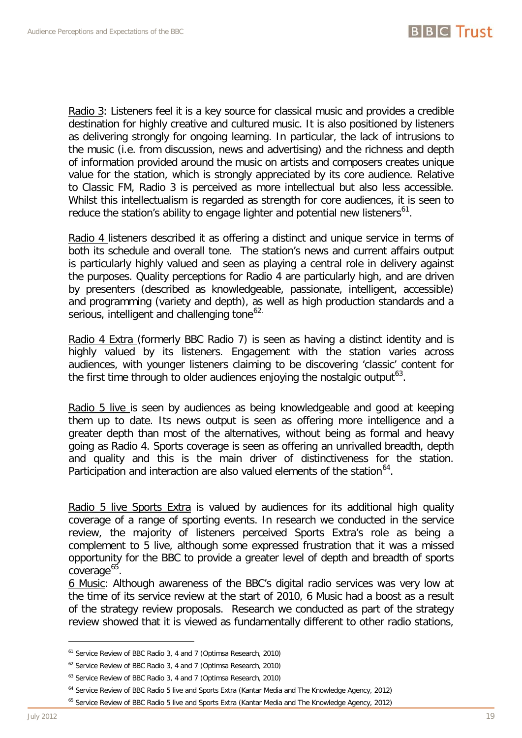Radio 3: Listeners feel it is a key source for classical music and provides a credible destination for highly creative and cultured music. It is also positioned by listeners as delivering strongly for ongoing learning. In particular, the lack of intrusions to the music (i.e. from discussion, news and advertising) and the richness and depth of information provided around the music on artists and composers creates unique value for the station, which is strongly appreciated by its core audience. Relative to Classic FM, Radio 3 is perceived as more intellectual but also less accessible. Whilst this intellectualism is regarded as strength for core audiences, it is seen to reduce the station's ability to engage lighter and potential new listeners[61].

Radio 4 listeners described it as offering a distinct and unique service in terms of both its schedule and overall tone. The station's news and current affairs output is particularly highly valued and seen as playing a central role in delivery against the purposes. Quality perceptions for Radio 4 are particularly high, and are driven by presenters (described as knowledgeable, passionate, intelligent, accessible) and programming (variety and depth), as well as high production standards and a serious, intelligent and challenging tone[62].

Radio 4 Extra (formerly BBC Radio 7) is seen as having a distinct identity and is highly valued by its listeners. Engagement with the station varies across audiences, with younger listeners claiming to be discovering 'classic' content for the first time through to older audiences enjoying the nostalgic output[63].

Radio 5 live is seen by audiences as being knowledgeable and good at keeping them up to date. Its news output is seen as offering more intelligence and a greater depth than most of the alternatives, without being as formal and heavy going as Radio 4. Sports coverage is seen as offering an unrivalled breadth, depth and quality and this is the main driver of distinctiveness for the station. Participation and interaction are also valued elements of the station[64].

Radio 5 live Sports Extra is valued by audiences for its additional high quality coverage of a range of sporting events. In research we conducted in the service review, the majority of listeners perceived Sports Extra's role as being a complement to 5 live, although some expressed frustration that it was a missed opportunity for the BBC to provide a greater level of depth and breadth of sports coverage[65].

6 Music: Although awareness of the BBC's digital radio services was very low at the time of its service review at the start of 2010, 6 Music had a boost as a result of the strategy review proposals. Research we conducted as part of the strategy review showed that it is viewed as fundamentally different to other radio stations,

---

[61] Service Review of BBC Radio 3, 4 and 7 (Optimsa Research, 2010)

[62] Service Review of BBC Radio 3, 4 and 7 (Optimsa Research, 2010)

[63] Service Review of BBC Radio 3, 4 and 7 (Optimsa Research, 2010)

[64] Service Review of BBC Radio 5 live and Sports Extra (Kantar Media and The Knowledge Agency, 2012)

[65] Service Review of BBC Radio 5 live and Sports Extra (Kantar Media and The Knowledge Agency, 2012)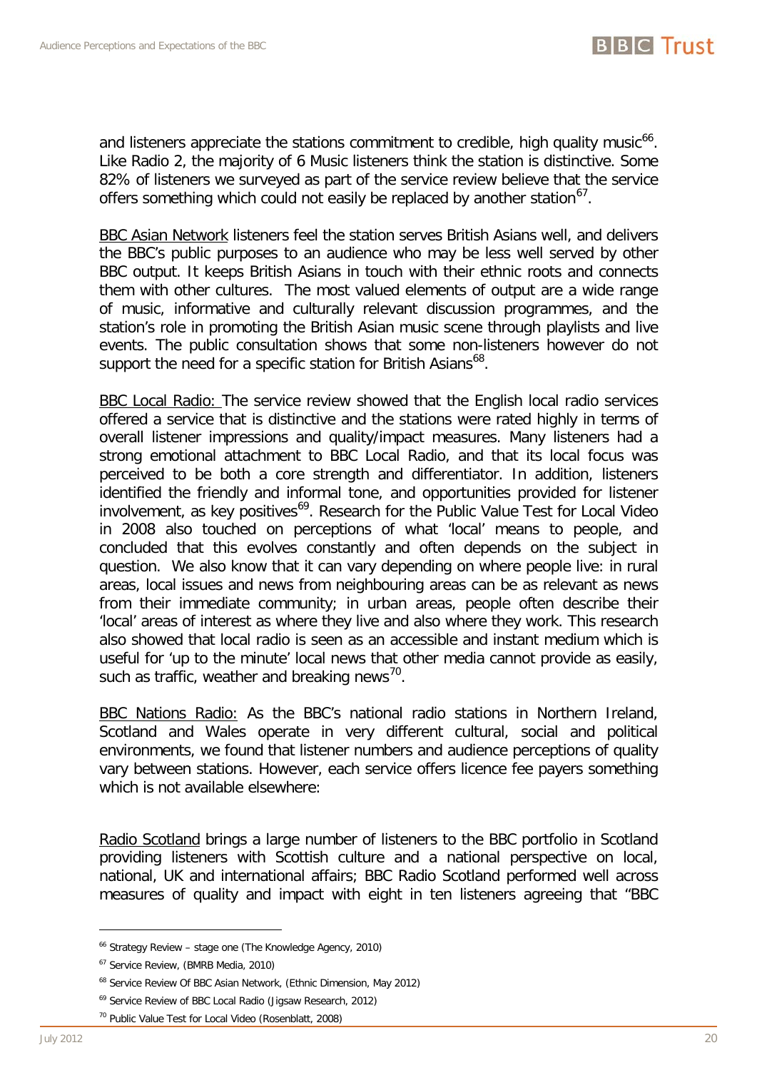and listeners appreciate the stations commitment to credible, high quality music[66]. Like Radio 2, the majority of 6 Music listeners think the station is distinctive. Some 82% of listeners we surveyed as part of the service review believe that the service offers something which could not easily be replaced by another station[67].

BBC Asian Network listeners feel the station serves British Asians well, and delivers the BBC's public purposes to an audience who may be less well served by other BBC output. It keeps British Asians in touch with their ethnic roots and connects them with other cultures. The most valued elements of output are a wide range of music, informative and culturally relevant discussion programmes, and the station's role in promoting the British Asian music scene through playlists and live events. The public consultation shows that some non-listeners however do not support the need for a specific station for British Asians[68].

BBC Local Radio: The service review showed that the English local radio services offered a service that is distinctive and the stations were rated highly in terms of overall listener impressions and quality/impact measures. Many listeners had a strong emotional attachment to BBC Local Radio, and that its local focus was perceived to be both a core strength and differentiator. In addition, listeners identified the friendly and informal tone, and opportunities provided for listener involvement, as key positives[69]. Research for the Public Value Test for Local Video in 2008 also touched on perceptions of what 'local' means to people, and concluded that this evolves constantly and often depends on the subject in question. We also know that it can vary depending on where people live: in rural areas, local issues and news from neighbouring areas can be as relevant as news from their immediate community; in urban areas, people often describe their 'local' areas of interest as where they live and also where they work. This research also showed that local radio is seen as an accessible and instant medium which is useful for 'up to the minute' local news that other media cannot provide as easily, such as traffic, weather and breaking news[70].

BBC Nations Radio: As the BBC's national radio stations in Northern Ireland, Scotland and Wales operate in very different cultural, social and political environments, we found that listener numbers and audience perceptions of quality vary between stations. However, each service offers licence fee payers something which is not available elsewhere:

Radio Scotland brings a large number of listeners to the BBC portfolio in Scotland providing listeners with Scottish culture and a national perspective on local, national, UK and international affairs; BBC Radio Scotland performed well across measures of quality and impact with eight in ten listeners agreeing that "BBC

---

[66] Strategy Review – stage one (The Knowledge Agency, 2010)

[67] Service Review, (BMRB Media, 2010)

[68] Service Review Of BBC Asian Network, (Ethnic Dimension, May 2012)

[69] Service Review of BBC Local Radio (Jigsaw Research, 2012)

[70] Public Value Test for Local Video (Rosenblatt, 2008)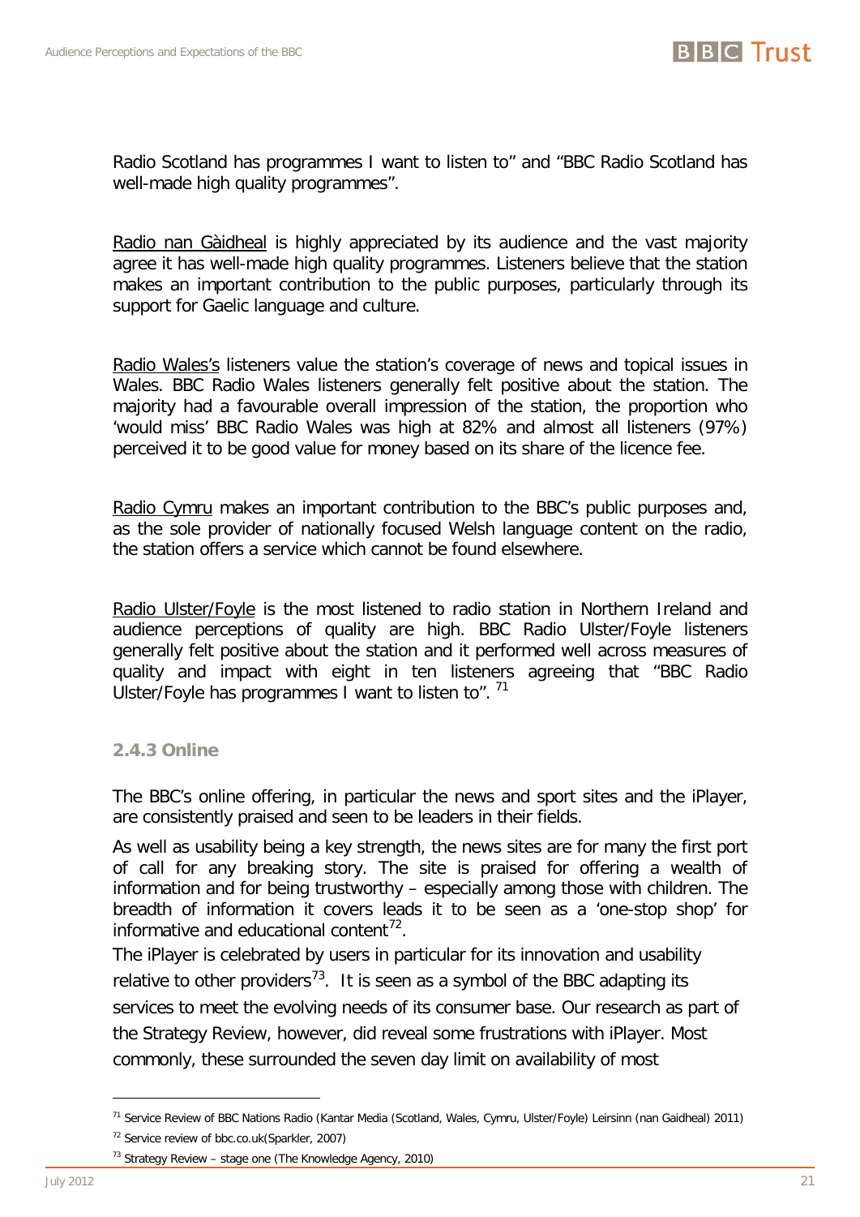Radio Scotland has programmes I want to listen to" and "BBC Radio Scotland has well-made high quality programmes".

Radio nan Gàidheal is highly appreciated by its audience and the vast majority agree it has well-made high quality programmes. Listeners believe that the station makes an important contribution to the public purposes, particularly through its support for Gaelic language and culture.

Radio Wales's listeners value the station's coverage of news and topical issues in Wales. BBC Radio Wales listeners generally felt positive about the station. The majority had a favourable overall impression of the station, the proportion who 'would miss' BBC Radio Wales was high at 82% and almost all listeners (97%) perceived it to be good value for money based on its share of the licence fee.

Radio Cymru makes an important contribution to the BBC's public purposes and, as the sole provider of nationally focused Welsh language content on the radio, the station offers a service which cannot be found elsewhere.

Radio Ulster/Foyle is the most listened to radio station in Northern Ireland and audience perceptions of quality are high. BBC Radio Ulster/Foyle listeners generally felt positive about the station and it performed well across measures of quality and impact with eight in ten listeners agreeing that "BBC Radio Ulster/Foyle has programmes I want to listen to". [71]

### 2.4.3 Online

The BBC's online offering, in particular the news and sport sites and the iPlayer, are consistently praised and seen to be leaders in their fields.

As well as usability being a key strength, the news sites are for many the first port of call for any breaking story. The site is praised for offering a wealth of information and for being trustworthy – especially among those with children. The breadth of information it covers leads it to be seen as a 'one-stop shop' for informative and educational content[72].

The iPlayer is celebrated by users in particular for its innovation and usability relative to other providers[73]. It is seen as a symbol of the BBC adapting its services to meet the evolving needs of its consumer base. Our research as part of the Strategy Review, however, did reveal some frustrations with iPlayer. Most commonly, these surrounded the seven day limit on availability of most

---

[71] Service Review of BBC Nations Radio (Kantar Media (Scotland, Wales, Cymru, Ulster/Foyle) Leirsinn (nan Gaidheal) 2011)

[72] Service review of bbc.co.uk(Sparkler, 2007)

[73] Strategy Review – stage one (The Knowledge Agency, 2010)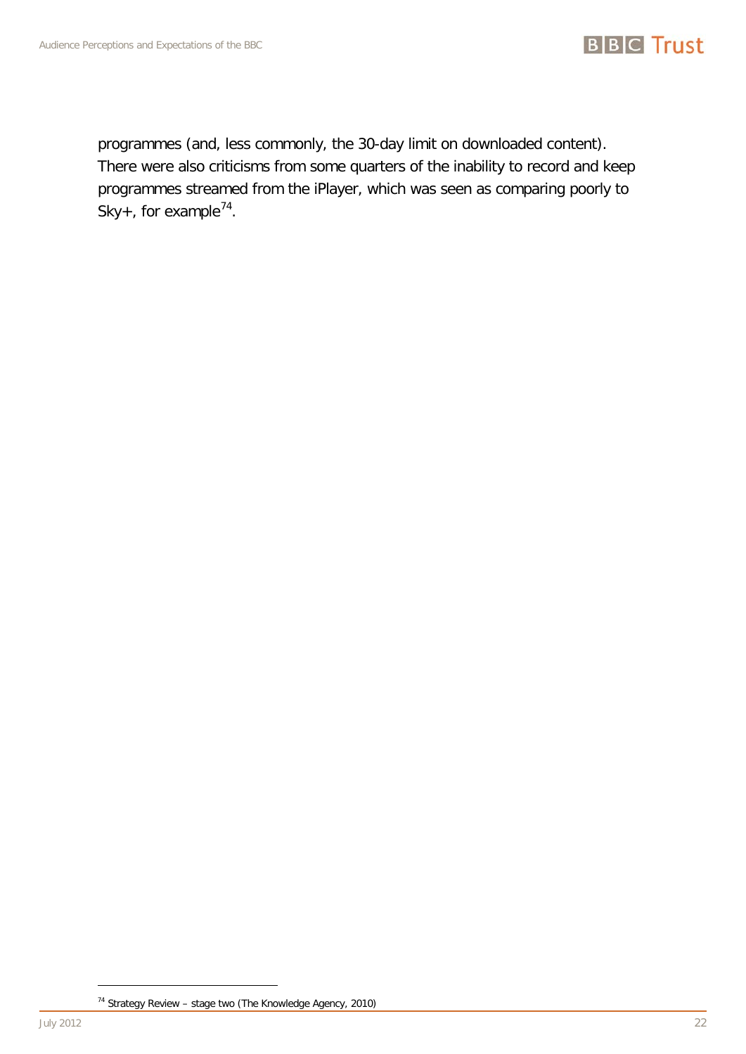programmes (and, less commonly, the 30-day limit on downloaded content). There were also criticisms from some quarters of the inability to record and keep programmes streamed from the iPlayer, which was seen as comparing poorly to Sky+, for example[74].

[74] Strategy Review – stage two (The Knowledge Agency, 2010)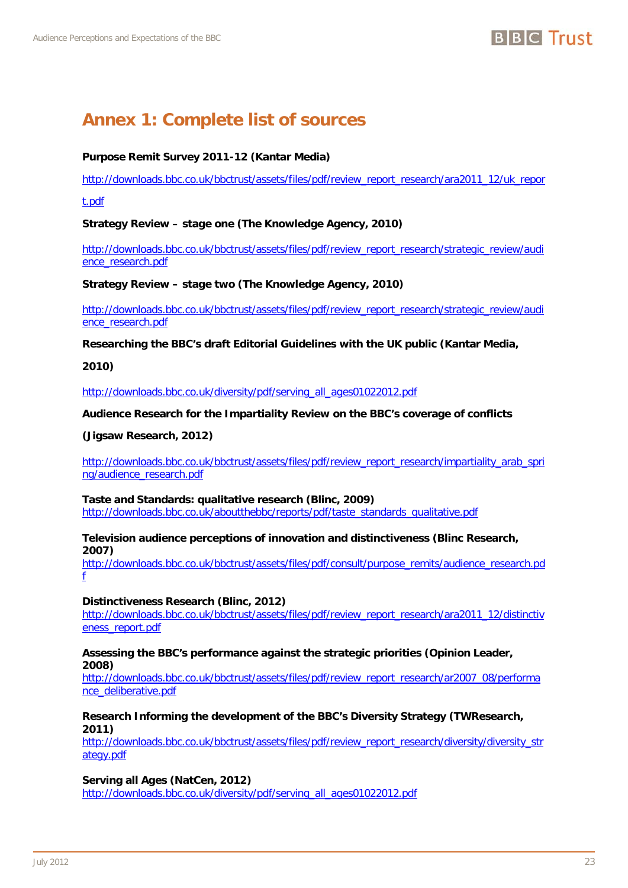# Annex 1: Complete list of sources

**Purpose Remit Survey 2011-12 (Kantar Media)**

http://downloads.bbc.co.uk/bbctrust/assets/files/pdf/review_report_research/ara2011_12/uk_report.pdf

**Strategy Review – stage one (The Knowledge Agency, 2010)**

http://downloads.bbc.co.uk/bbctrust/assets/files/pdf/review_report_research/strategic_review/audience_research.pdf

**Strategy Review – stage two (The Knowledge Agency, 2010)**

http://downloads.bbc.co.uk/bbctrust/assets/files/pdf/review_report_research/strategic_review/audience_research.pdf

**Researching the BBC's draft Editorial Guidelines with the UK public (Kantar Media, 2010)**

http://downloads.bbc.co.uk/diversity/pdf/serving_all_ages01022012.pdf

**Audience Research for the Impartiality Review on the BBC's coverage of conflicts (Jigsaw Research, 2012)**

http://downloads.bbc.co.uk/bbctrust/assets/files/pdf/review_report_research/impartiality_arab_spring/audience_research.pdf

**Taste and Standards: qualitative research (Blinc, 2009)**
http://downloads.bbc.co.uk/aboutthebbc/reports/pdf/taste_standards_qualitative.pdf

**Television audience perceptions of innovation and distinctiveness (Blinc Research, 2007)**
http://downloads.bbc.co.uk/bbctrust/assets/files/pdf/consult/purpose_remits/audience_research.pdf

**Distinctiveness Research (Blinc, 2012)**
http://downloads.bbc.co.uk/bbctrust/assets/files/pdf/review_report_research/ara2011_12/distinctiveness_report.pdf

**Assessing the BBC's performance against the strategic priorities (Opinion Leader, 2008)**
http://downloads.bbc.co.uk/bbctrust/assets/files/pdf/review_report_research/ar2007_08/performance_deliberative.pdf

**Research Informing the development of the BBC's Diversity Strategy (TWResearch, 2011)**
http://downloads.bbc.co.uk/bbctrust/assets/files/pdf/review_report_research/diversity/diversity_strategy.pdf

**Serving all Ages (NatCen, 2012)**
http://downloads.bbc.co.uk/diversity/pdf/serving_all_ages01022012.pdf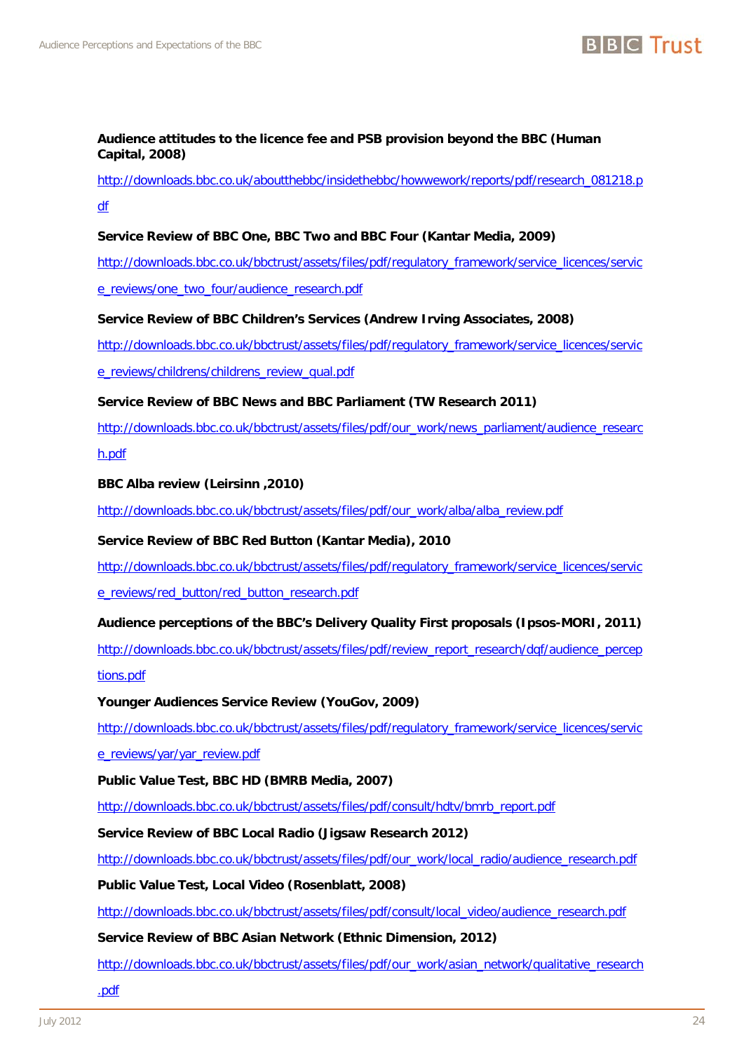**Audience attitudes to the licence fee and PSB provision beyond the BBC (Human Capital, 2008)**

http://downloads.bbc.co.uk/aboutthebbc/insidethebbc/howwework/reports/pdf/research_081218.pdf

**Service Review of BBC One, BBC Two and BBC Four (Kantar Media, 2009)**

http://downloads.bbc.co.uk/bbctrust/assets/files/pdf/regulatory_framework/service_licences/service_reviews/one_two_four/audience_research.pdf

**Service Review of BBC Children's Services (Andrew Irving Associates, 2008)**

http://downloads.bbc.co.uk/bbctrust/assets/files/pdf/regulatory_framework/service_licences/service_reviews/childrens/childrens_review_qual.pdf

**Service Review of BBC News and BBC Parliament (TW Research 2011)**

http://downloads.bbc.co.uk/bbctrust/assets/files/pdf/our_work/news_parliament/audience_research.pdf

**BBC Alba review (Leirsinn ,2010)**

http://downloads.bbc.co.uk/bbctrust/assets/files/pdf/our_work/alba/alba_review.pdf

**Service Review of BBC Red Button (Kantar Media), 2010**

http://downloads.bbc.co.uk/bbctrust/assets/files/pdf/regulatory_framework/service_licences/service_reviews/red_button/red_button_research.pdf

**Audience perceptions of the BBC's Delivery Quality First proposals (Ipsos-MORI, 2011)**

http://downloads.bbc.co.uk/bbctrust/assets/files/pdf/review_report_research/dqf/audience_perceptions.pdf

**Younger Audiences Service Review (YouGov, 2009)**

http://downloads.bbc.co.uk/bbctrust/assets/files/pdf/regulatory_framework/service_licences/service_reviews/yar/yar_review.pdf

**Public Value Test, BBC HD (BMRB Media, 2007)**

http://downloads.bbc.co.uk/bbctrust/assets/files/pdf/consult/hdtv/bmrb_report.pdf

**Service Review of BBC Local Radio (Jigsaw Research 2012)**

http://downloads.bbc.co.uk/bbctrust/assets/files/pdf/our_work/local_radio/audience_research.pdf

**Public Value Test, Local Video (Rosenblatt, 2008)**

http://downloads.bbc.co.uk/bbctrust/assets/files/pdf/consult/local_video/audience_research.pdf

**Service Review of BBC Asian Network (Ethnic Dimension, 2012)**

http://downloads.bbc.co.uk/bbctrust/assets/files/pdf/our_work/asian_network/qualitative_research.pdf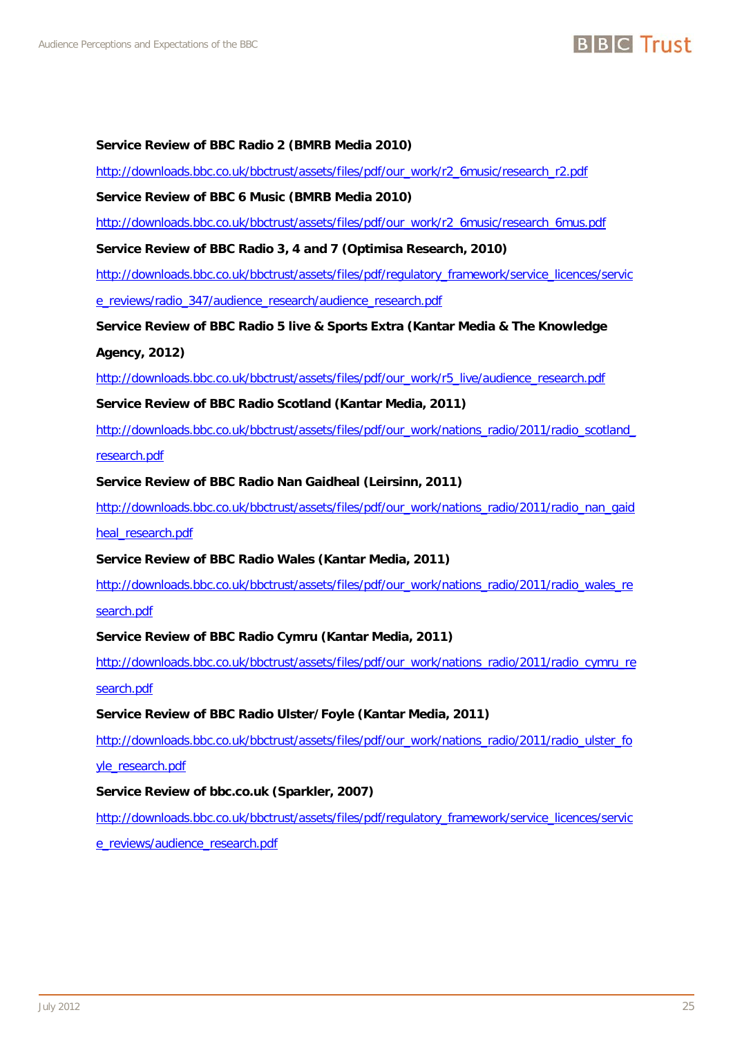**Service Review of BBC Radio 2 (BMRB Media 2010)**

http://downloads.bbc.co.uk/bbctrust/assets/files/pdf/our_work/r2_6music/research_r2.pdf

**Service Review of BBC 6 Music (BMRB Media 2010)**

http://downloads.bbc.co.uk/bbctrust/assets/files/pdf/our_work/r2_6music/research_6mus.pdf

**Service Review of BBC Radio 3, 4 and 7 (Optimisa Research, 2010)**

http://downloads.bbc.co.uk/bbctrust/assets/files/pdf/regulatory_framework/service_licences/service_reviews/radio_347/audience_research/audience_research.pdf

**Service Review of BBC Radio 5 live & Sports Extra (Kantar Media & The Knowledge Agency, 2012)**

http://downloads.bbc.co.uk/bbctrust/assets/files/pdf/our_work/r5_live/audience_research.pdf

**Service Review of BBC Radio Scotland (Kantar Media, 2011)**

http://downloads.bbc.co.uk/bbctrust/assets/files/pdf/our_work/nations_radio/2011/radio_scotland_research.pdf

**Service Review of BBC Radio Nan Gaidheal (Leirsinn, 2011)**

http://downloads.bbc.co.uk/bbctrust/assets/files/pdf/our_work/nations_radio/2011/radio_nan_gaidheal_research.pdf

**Service Review of BBC Radio Wales (Kantar Media, 2011)**

http://downloads.bbc.co.uk/bbctrust/assets/files/pdf/our_work/nations_radio/2011/radio_wales_research.pdf

**Service Review of BBC Radio Cymru (Kantar Media, 2011)**

http://downloads.bbc.co.uk/bbctrust/assets/files/pdf/our_work/nations_radio/2011/radio_cymru_research.pdf

**Service Review of BBC Radio Ulster/Foyle (Kantar Media, 2011)**

http://downloads.bbc.co.uk/bbctrust/assets/files/pdf/our_work/nations_radio/2011/radio_ulster_foyle_research.pdf

**Service Review of bbc.co.uk (Sparkler, 2007)**

http://downloads.bbc.co.uk/bbctrust/assets/files/pdf/regulatory_framework/service_licences/service_reviews/audience_research.pdf